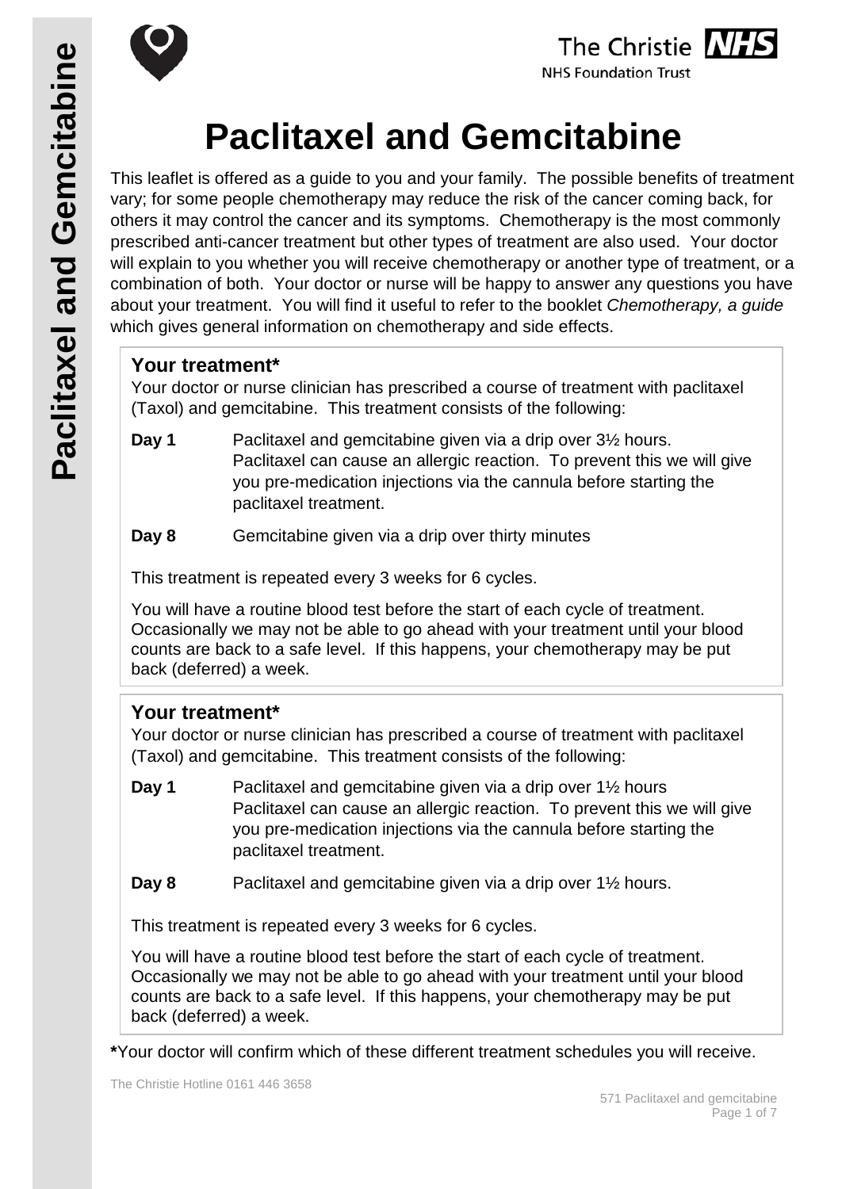# Paclitaxel and Gemcitabine

This leaflet is offered as a guide to you and your family. The possible benefits of treatment vary; for some people chemotherapy may reduce the risk of the cancer coming back, for others it may control the cancer and its symptoms. Chemotherapy is the most commonly prescribed anti-cancer treatment but other types of treatment are also used. Your doctor will explain to you whether you will receive chemotherapy or another type of treatment, or a combination of both. Your doctor or nurse will be happy to answer any questions you have about your treatment. You will find it useful to refer to the booklet *Chemotherapy, a guide* which gives general information on chemotherapy and side effects.

## Your treatment*

Your doctor or nurse clinician has prescribed a course of treatment with paclitaxel (Taxol) and gemcitabine. This treatment consists of the following:

**Day 1** Paclitaxel and gemcitabine given via a drip over 3½ hours. Paclitaxel can cause an allergic reaction. To prevent this we will give you pre-medication injections via the cannula before starting the paclitaxel treatment.

**Day 8** Gemcitabine given via a drip over thirty minutes

This treatment is repeated every 3 weeks for 6 cycles.

You will have a routine blood test before the start of each cycle of treatment. Occasionally we may not be able to go ahead with your treatment until your blood counts are back to a safe level. If this happens, your chemotherapy may be put back (deferred) a week.

## Your treatment*

Your doctor or nurse clinician has prescribed a course of treatment with paclitaxel (Taxol) and gemcitabine. This treatment consists of the following:

**Day 1** Paclitaxel and gemcitabine given via a drip over 1½ hours Paclitaxel can cause an allergic reaction. To prevent this we will give you pre-medication injections via the cannula before starting the paclitaxel treatment.

**Day 8** Paclitaxel and gemcitabine given via a drip over 1½ hours.

This treatment is repeated every 3 weeks for 6 cycles.

You will have a routine blood test before the start of each cycle of treatment. Occasionally we may not be able to go ahead with your treatment until your blood counts are back to a safe level. If this happens, your chemotherapy may be put back (deferred) a week.

**\***Your doctor will confirm which of these different treatment schedules you will receive.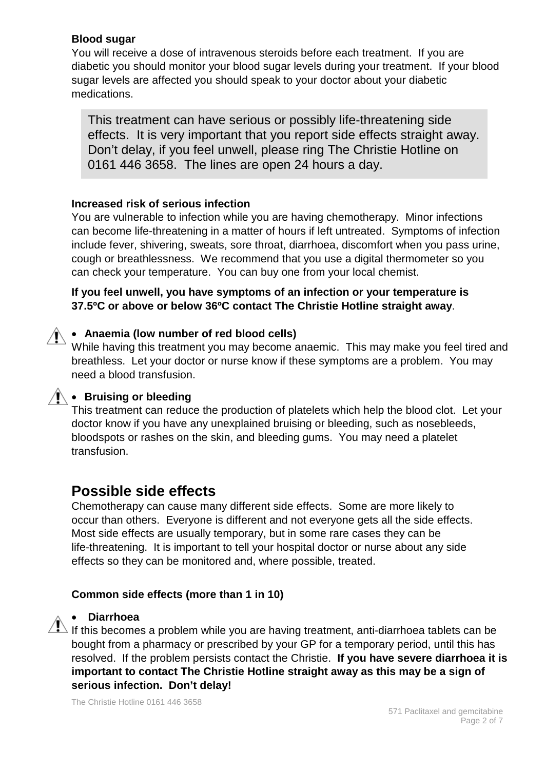**Blood sugar**

You will receive a dose of intravenous steroids before each treatment. If you are diabetic you should monitor your blood sugar levels during your treatment. If your blood sugar levels are affected you should speak to your doctor about your diabetic medications.

> This treatment can have serious or possibly life-threatening side effects. It is very important that you report side effects straight away. Don't delay, if you feel unwell, please ring The Christie Hotline on 0161 446 3658. The lines are open 24 hours a day.

**Increased risk of serious infection**

You are vulnerable to infection while you are having chemotherapy. Minor infections can become life-threatening in a matter of hours if left untreated. Symptoms of infection include fever, shivering, sweats, sore throat, diarrhoea, discomfort when you pass urine, cough or breathlessness. We recommend that you use a digital thermometer so you can check your temperature. You can buy one from your local chemist.

**If you feel unwell, you have symptoms of an infection or your temperature is 37.5ºC or above or below 36ºC contact The Christie Hotline straight away**.

- **Anaemia (low number of red blood cells)**

While having this treatment you may become anaemic. This may make you feel tired and breathless. Let your doctor or nurse know if these symptoms are a problem. You may need a blood transfusion.

- **Bruising or bleeding**

This treatment can reduce the production of platelets which help the blood clot. Let your doctor know if you have any unexplained bruising or bleeding, such as nosebleeds, bloodspots or rashes on the skin, and bleeding gums. You may need a platelet transfusion.

## Possible side effects

Chemotherapy can cause many different side effects. Some are more likely to occur than others. Everyone is different and not everyone gets all the side effects. Most side effects are usually temporary, but in some rare cases they can be life-threatening. It is important to tell your hospital doctor or nurse about any side effects so they can be monitored and, where possible, treated.

**Common side effects (more than 1 in 10)**

- **Diarrhoea**

If this becomes a problem while you are having treatment, anti-diarrhoea tablets can be bought from a pharmacy or prescribed by your GP for a temporary period, until this has resolved. If the problem persists contact the Christie. **If you have severe diarrhoea it is important to contact The Christie Hotline straight away as this may be a sign of serious infection. Don't delay!**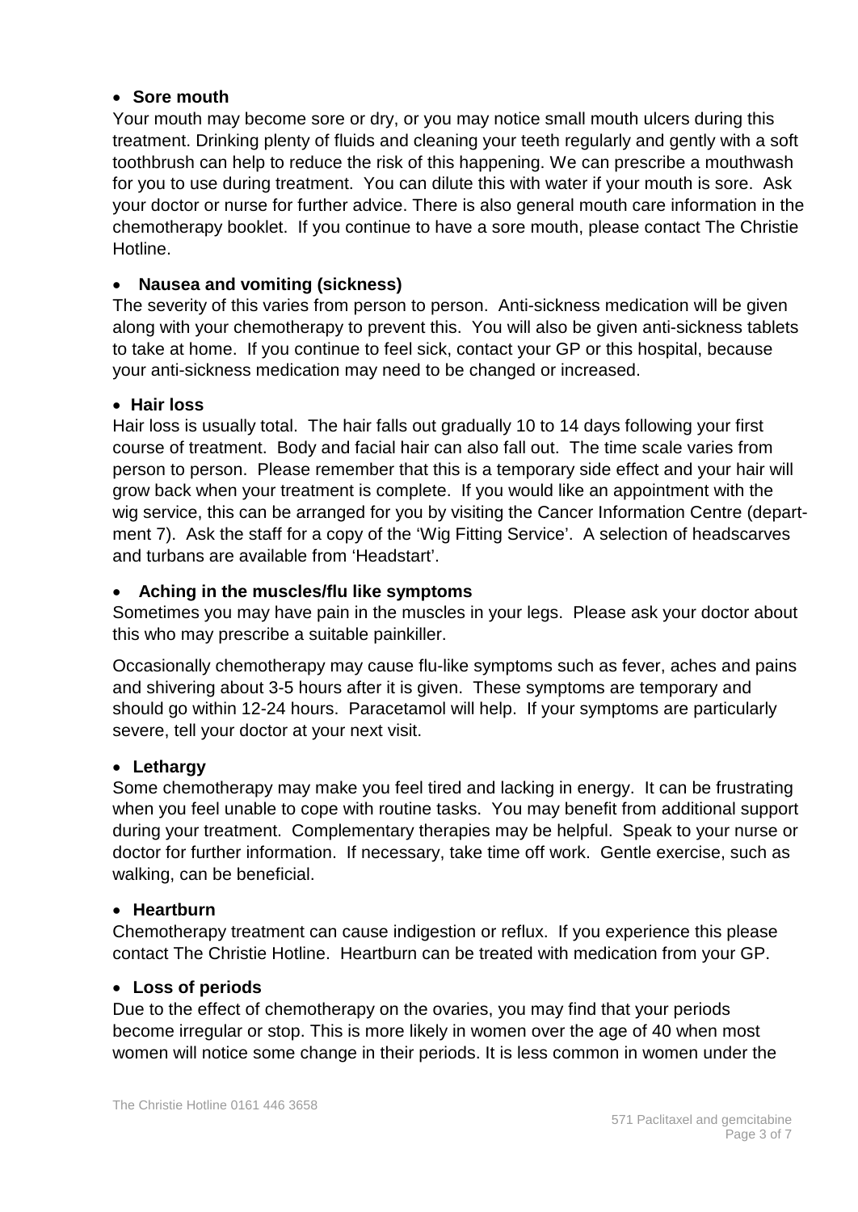- **Sore mouth**

Your mouth may become sore or dry, or you may notice small mouth ulcers during this treatment. Drinking plenty of fluids and cleaning your teeth regularly and gently with a soft toothbrush can help to reduce the risk of this happening. We can prescribe a mouthwash for you to use during treatment. You can dilute this with water if your mouth is sore. Ask your doctor or nurse for further advice. There is also general mouth care information in the chemotherapy booklet. If you continue to have a sore mouth, please contact The Christie Hotline.

- **Nausea and vomiting (sickness)**

The severity of this varies from person to person. Anti-sickness medication will be given along with your chemotherapy to prevent this. You will also be given anti-sickness tablets to take at home. If you continue to feel sick, contact your GP or this hospital, because your anti-sickness medication may need to be changed or increased.

- **Hair loss**

Hair loss is usually total. The hair falls out gradually 10 to 14 days following your first course of treatment. Body and facial hair can also fall out. The time scale varies from person to person. Please remember that this is a temporary side effect and your hair will grow back when your treatment is complete. If you would like an appointment with the wig service, this can be arranged for you by visiting the Cancer Information Centre (department 7). Ask the staff for a copy of the 'Wig Fitting Service'. A selection of headscarves and turbans are available from 'Headstart'.

- **Aching in the muscles/flu like symptoms**

Sometimes you may have pain in the muscles in your legs. Please ask your doctor about this who may prescribe a suitable painkiller.

Occasionally chemotherapy may cause flu-like symptoms such as fever, aches and pains and shivering about 3-5 hours after it is given. These symptoms are temporary and should go within 12-24 hours. Paracetamol will help. If your symptoms are particularly severe, tell your doctor at your next visit.

- **Lethargy**

Some chemotherapy may make you feel tired and lacking in energy. It can be frustrating when you feel unable to cope with routine tasks. You may benefit from additional support during your treatment. Complementary therapies may be helpful. Speak to your nurse or doctor for further information. If necessary, take time off work. Gentle exercise, such as walking, can be beneficial.

- **Heartburn**

Chemotherapy treatment can cause indigestion or reflux. If you experience this please contact The Christie Hotline. Heartburn can be treated with medication from your GP.

- **Loss of periods**

Due to the effect of chemotherapy on the ovaries, you may find that your periods become irregular or stop. This is more likely in women over the age of 40 when most women will notice some change in their periods. It is less common in women under the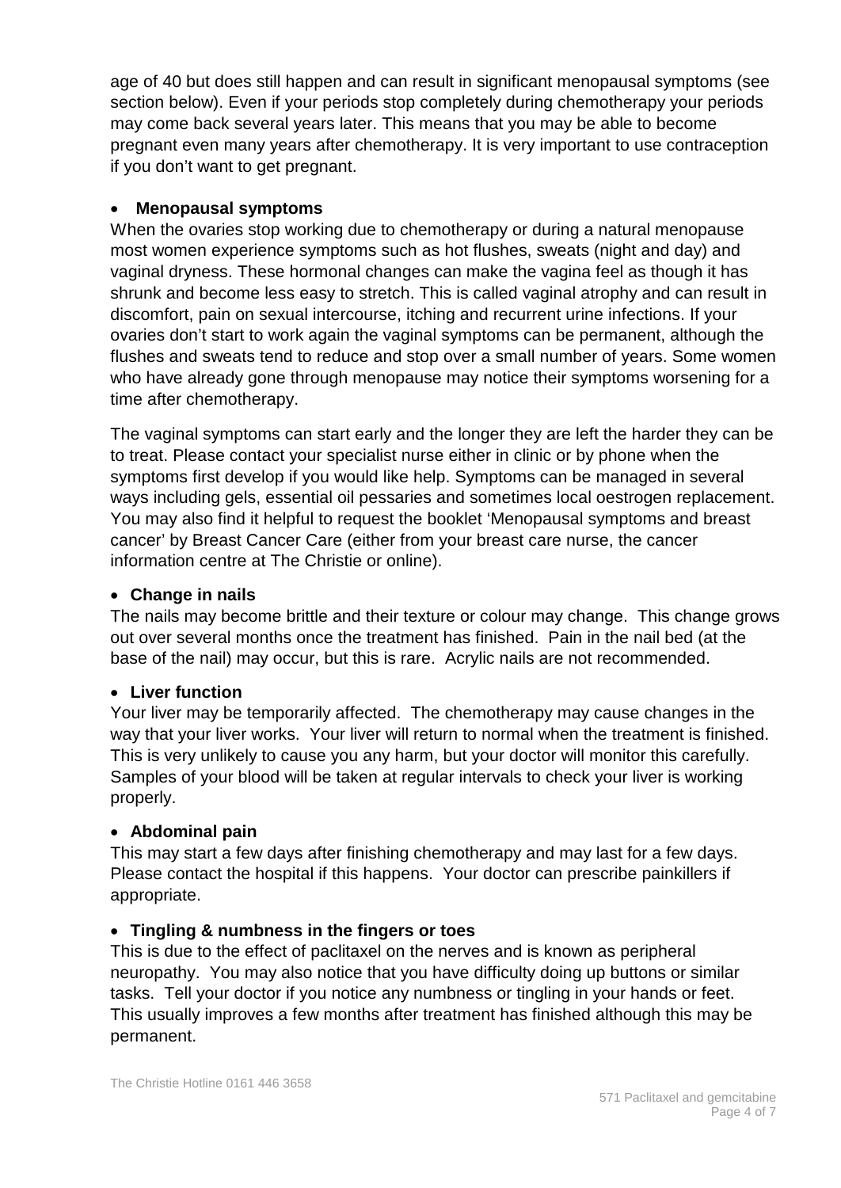age of 40 but does still happen and can result in significant menopausal symptoms (see section below). Even if your periods stop completely during chemotherapy your periods may come back several years later. This means that you may be able to become pregnant even many years after chemotherapy. It is very important to use contraception if you don't want to get pregnant.

- **Menopausal symptoms**

When the ovaries stop working due to chemotherapy or during a natural menopause most women experience symptoms such as hot flushes, sweats (night and day) and vaginal dryness. These hormonal changes can make the vagina feel as though it has shrunk and become less easy to stretch. This is called vaginal atrophy and can result in discomfort, pain on sexual intercourse, itching and recurrent urine infections. If your ovaries don't start to work again the vaginal symptoms can be permanent, although the flushes and sweats tend to reduce and stop over a small number of years. Some women who have already gone through menopause may notice their symptoms worsening for a time after chemotherapy.

The vaginal symptoms can start early and the longer they are left the harder they can be to treat. Please contact your specialist nurse either in clinic or by phone when the symptoms first develop if you would like help. Symptoms can be managed in several ways including gels, essential oil pessaries and sometimes local oestrogen replacement. You may also find it helpful to request the booklet 'Menopausal symptoms and breast cancer' by Breast Cancer Care (either from your breast care nurse, the cancer information centre at The Christie or online).

- **Change in nails**

The nails may become brittle and their texture or colour may change. This change grows out over several months once the treatment has finished. Pain in the nail bed (at the base of the nail) may occur, but this is rare. Acrylic nails are not recommended.

- **Liver function**

Your liver may be temporarily affected. The chemotherapy may cause changes in the way that your liver works. Your liver will return to normal when the treatment is finished. This is very unlikely to cause you any harm, but your doctor will monitor this carefully. Samples of your blood will be taken at regular intervals to check your liver is working properly.

- **Abdominal pain**

This may start a few days after finishing chemotherapy and may last for a few days. Please contact the hospital if this happens. Your doctor can prescribe painkillers if appropriate.

- **Tingling & numbness in the fingers or toes**

This is due to the effect of paclitaxel on the nerves and is known as peripheral neuropathy. You may also notice that you have difficulty doing up buttons or similar tasks. Tell your doctor if you notice any numbness or tingling in your hands or feet. This usually improves a few months after treatment has finished although this may be permanent.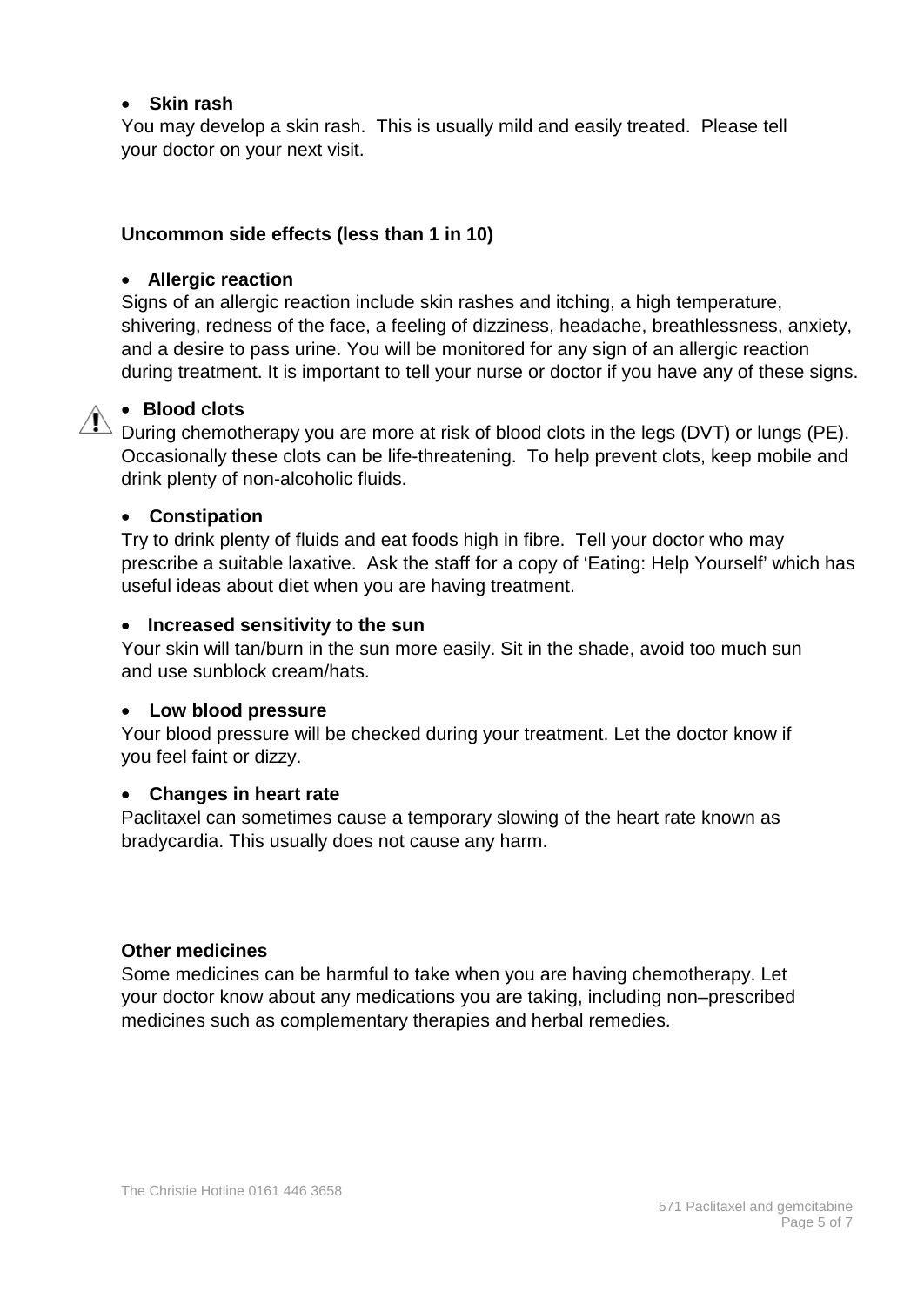- **Skin rash**

You may develop a skin rash. This is usually mild and easily treated. Please tell your doctor on your next visit.

**Uncommon side effects (less than 1 in 10)**

- **Allergic reaction**

Signs of an allergic reaction include skin rashes and itching, a high temperature, shivering, redness of the face, a feeling of dizziness, headache, breathlessness, anxiety, and a desire to pass urine. You will be monitored for any sign of an allergic reaction during treatment. It is important to tell your nurse or doctor if you have any of these signs.

- **Blood clots**

During chemotherapy you are more at risk of blood clots in the legs (DVT) or lungs (PE). Occasionally these clots can be life-threatening. To help prevent clots, keep mobile and drink plenty of non-alcoholic fluids.

- **Constipation**

Try to drink plenty of fluids and eat foods high in fibre. Tell your doctor who may prescribe a suitable laxative. Ask the staff for a copy of 'Eating: Help Yourself' which has useful ideas about diet when you are having treatment.

- **Increased sensitivity to the sun**

Your skin will tan/burn in the sun more easily. Sit in the shade, avoid too much sun and use sunblock cream/hats.

- **Low blood pressure**

Your blood pressure will be checked during your treatment. Let the doctor know if you feel faint or dizzy.

- **Changes in heart rate**

Paclitaxel can sometimes cause a temporary slowing of the heart rate known as bradycardia. This usually does not cause any harm.

**Other medicines**

Some medicines can be harmful to take when you are having chemotherapy. Let your doctor know about any medications you are taking, including non–prescribed medicines such as complementary therapies and herbal remedies.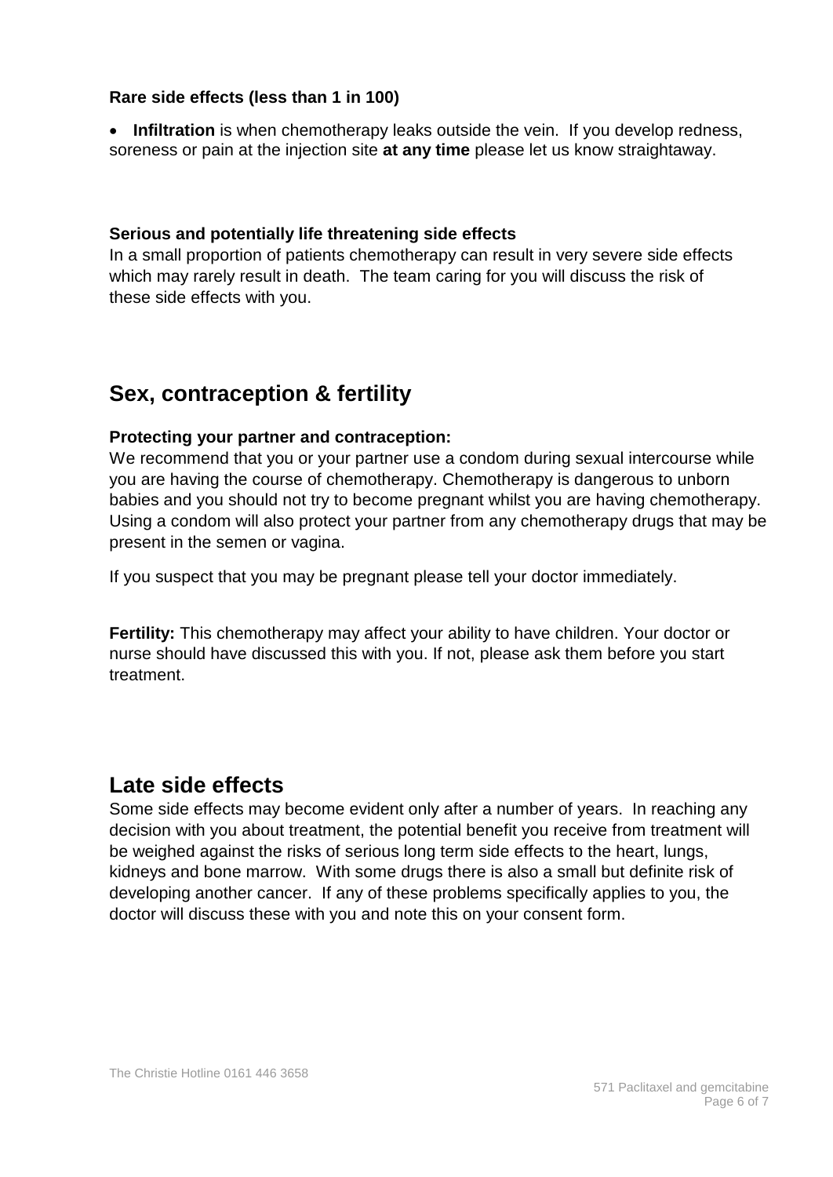**Rare side effects (less than 1 in 100)**

- **Infiltration** is when chemotherapy leaks outside the vein. If you develop redness, soreness or pain at the injection site **at any time** please let us know straightaway.

**Serious and potentially life threatening side effects**

In a small proportion of patients chemotherapy can result in very severe side effects which may rarely result in death. The team caring for you will discuss the risk of these side effects with you.

## Sex, contraception & fertility

**Protecting your partner and contraception:**

We recommend that you or your partner use a condom during sexual intercourse while you are having the course of chemotherapy. Chemotherapy is dangerous to unborn babies and you should not try to become pregnant whilst you are having chemotherapy. Using a condom will also protect your partner from any chemotherapy drugs that may be present in the semen or vagina.

If you suspect that you may be pregnant please tell your doctor immediately.

**Fertility:** This chemotherapy may affect your ability to have children. Your doctor or nurse should have discussed this with you. If not, please ask them before you start treatment.

## Late side effects

Some side effects may become evident only after a number of years. In reaching any decision with you about treatment, the potential benefit you receive from treatment will be weighed against the risks of serious long term side effects to the heart, lungs, kidneys and bone marrow. With some drugs there is also a small but definite risk of developing another cancer. If any of these problems specifically applies to you, the doctor will discuss these with you and note this on your consent form.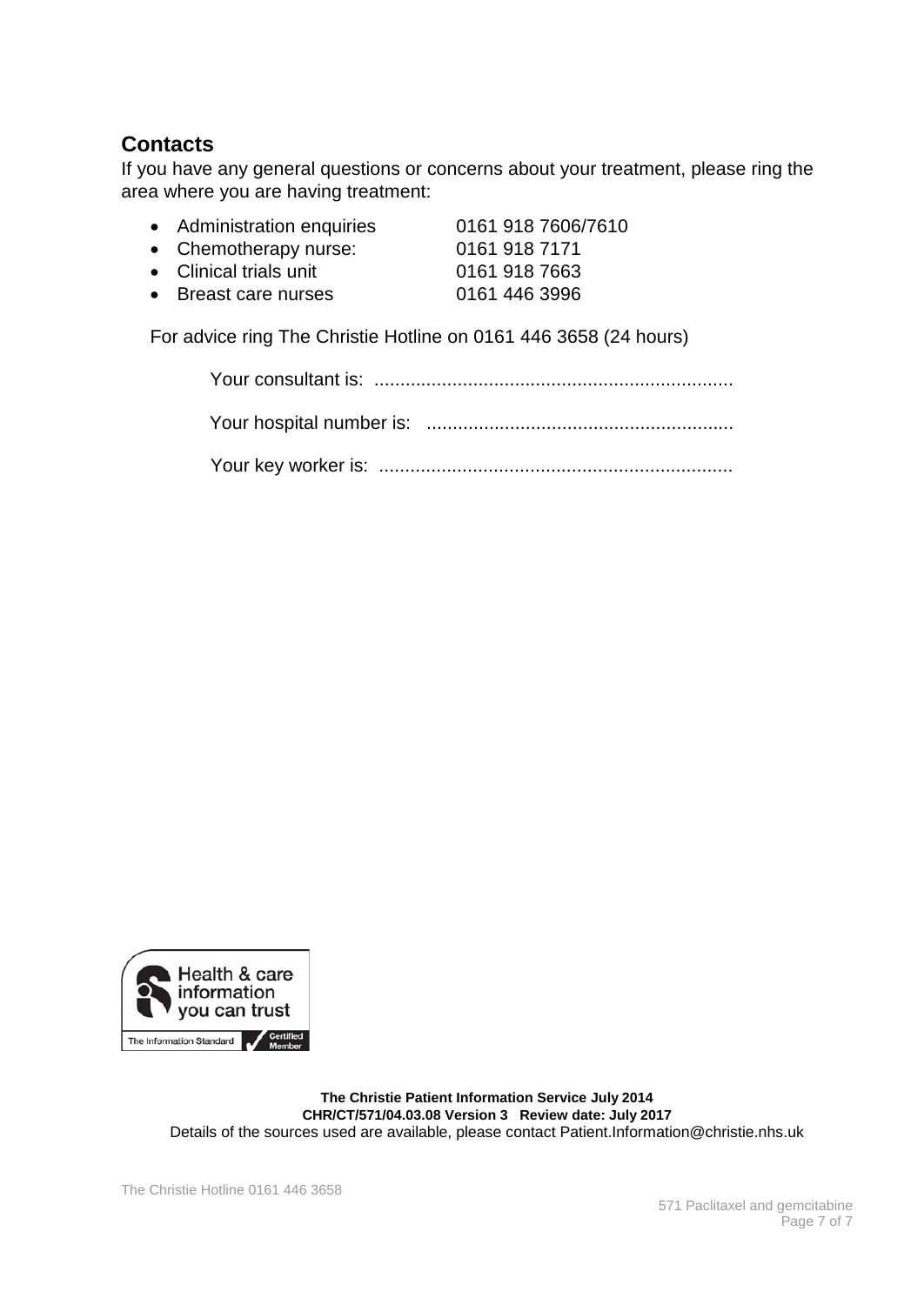## Contacts

If you have any general questions or concerns about your treatment, please ring the area where you are having treatment:

- Administration enquiries 0161 918 7606/7610
- Chemotherapy nurse: 0161 918 7171
- Clinical trials unit 0161 918 7663
- Breast care nurses 0161 446 3996

For advice ring The Christie Hotline on 0161 446 3658 (24 hours)

Your consultant is: ....................................................................

Your hospital number is: ..........................................................

Your key worker is: ....................................................................

Health & care information you can trust

The Information Standard Certified Member

**The Christie Patient Information Service July 2014**
**CHR/CT/571/04.03.08 Version 3 Review date: July 2017**
Details of the sources used are available, please contact Patient.Information@christie.nhs.uk